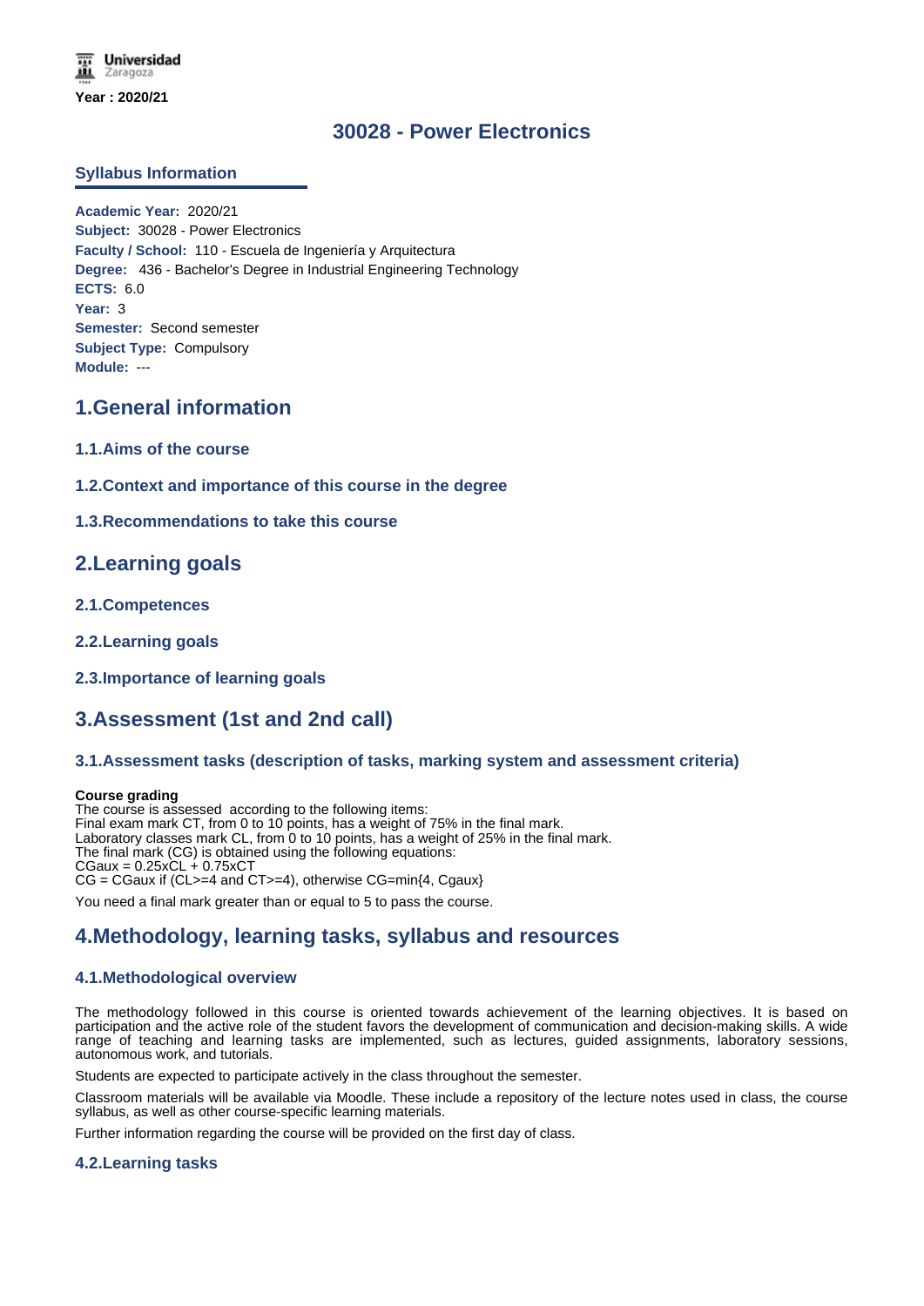Universidad Zaragoza

**Year : 2020/21**

# 30028 - Power Electronics

## Syllabus Information

**Academic Year:** 2020/21
**Subject:** 30028 - Power Electronics
**Faculty / School:** 110 - Escuela de Ingeniería y Arquitectura
**Degree:** 436 - Bachelor's Degree in Industrial Engineering Technology
**ECTS:** 6.0
**Year:** 3
**Semester:** Second semester
**Subject Type:** Compulsory
**Module:** ---

## 1.General information

### 1.1.Aims of the course

### 1.2.Context and importance of this course in the degree

### 1.3.Recommendations to take this course

## 2.Learning goals

### 2.1.Competences

### 2.2.Learning goals

### 2.3.Importance of learning goals

## 3.Assessment (1st and 2nd call)

### 3.1.Assessment tasks (description of tasks, marking system and assessment criteria)

**Course grading**
The course is assessed according to the following items:
Final exam mark CT, from 0 to 10 points, has a weight of 75% in the final mark.
Laboratory classes mark CL, from 0 to 10 points, has a weight of 25% in the final mark.
The final mark (CG) is obtained using the following equations:
$CGaux = 0.25xCL + 0.75xCT$
$CG = CGaux$ if ($CL>=4$ and $CT>=4$), otherwise $CG=\min\{4, Cgaux\}$

You need a final mark greater than or equal to 5 to pass the course.

## 4.Methodology, learning tasks, syllabus and resources

### 4.1.Methodological overview

The methodology followed in this course is oriented towards achievement of the learning objectives. It is based on participation and the active role of the student favors the development of communication and decision-making skills. A wide range of teaching and learning tasks are implemented, such as lectures, guided assignments, laboratory sessions, autonomous work, and tutorials.

Students are expected to participate actively in the class throughout the semester.

Classroom materials will be available via Moodle. These include a repository of the lecture notes used in class, the course syllabus, as well as other course-specific learning materials.

Further information regarding the course will be provided on the first day of class.

### 4.2.Learning tasks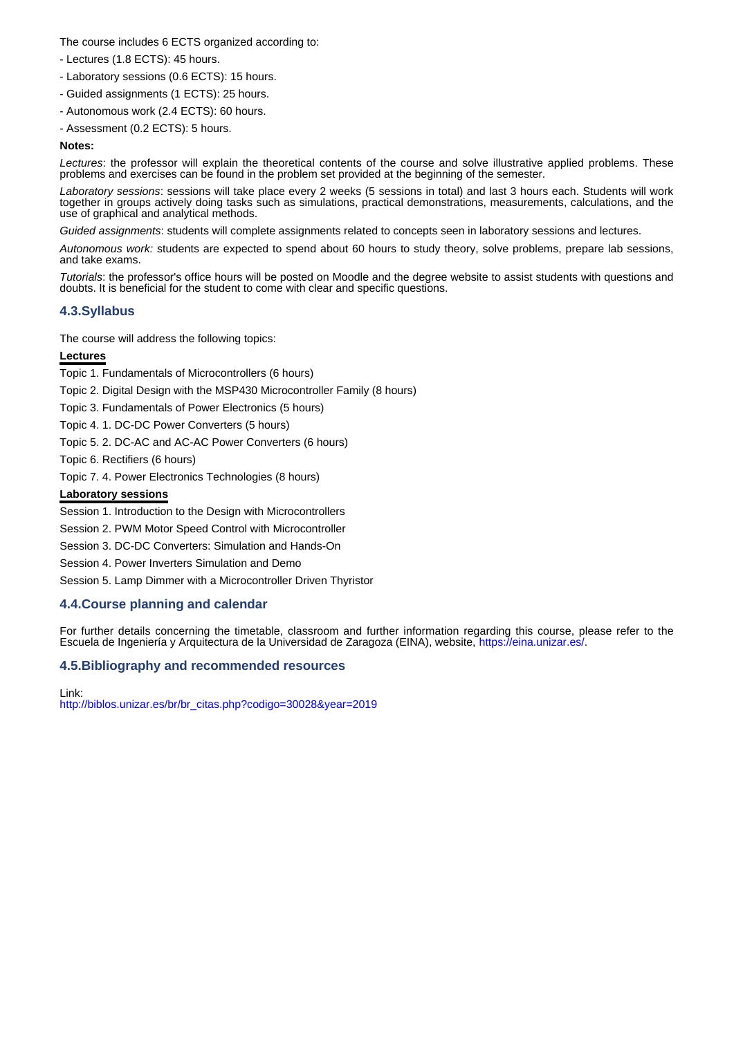The course includes 6 ECTS organized according to:

- Lectures (1.8 ECTS): 45 hours.
- Laboratory sessions (0.6 ECTS): 15 hours.
- Guided assignments (1 ECTS): 25 hours.
- Autonomous work (2.4 ECTS): 60 hours.
- Assessment (0.2 ECTS): 5 hours.

**Notes:**

*Lectures*: the professor will explain the theoretical contents of the course and solve illustrative applied problems. These problems and exercises can be found in the problem set provided at the beginning of the semester.

*Laboratory sessions*: sessions will take place every 2 weeks (5 sessions in total) and last 3 hours each. Students will work together in groups actively doing tasks such as simulations, practical demonstrations, measurements, calculations, and the use of graphical and analytical methods.

*Guided assignments*: students will complete assignments related to concepts seen in laboratory sessions and lectures.

*Autonomous work:* students are expected to spend about 60 hours to study theory, solve problems, prepare lab sessions, and take exams.

*Tutorials*: the professor's office hours will be posted on Moodle and the degree website to assist students with questions and doubts. It is beneficial for the student to come with clear and specific questions.

## 4.3.Syllabus

The course will address the following topics:

**Lectures**

Topic 1. Fundamentals of Microcontrollers (6 hours)

Topic 2. Digital Design with the MSP430 Microcontroller Family (8 hours)

Topic 3. Fundamentals of Power Electronics (5 hours)

Topic 4. 1. DC-DC Power Converters (5 hours)

Topic 5. 2. DC-AC and AC-AC Power Converters (6 hours)

Topic 6. Rectifiers (6 hours)

Topic 7. 4. Power Electronics Technologies (8 hours)

**Laboratory sessions**

Session 1. Introduction to the Design with Microcontrollers

Session 2. PWM Motor Speed Control with Microcontroller

Session 3. DC-DC Converters: Simulation and Hands-On

Session 4. Power Inverters Simulation and Demo

Session 5. Lamp Dimmer with a Microcontroller Driven Thyristor

## 4.4.Course planning and calendar

For further details concerning the timetable, classroom and further information regarding this course, please refer to the Escuela de Ingeniería y Arquitectura de la Universidad de Zaragoza (EINA), website, https://eina.unizar.es/.

## 4.5.Bibliography and recommended resources

Link:
http://biblos.unizar.es/br/br_citas.php?codigo=30028&year=2019